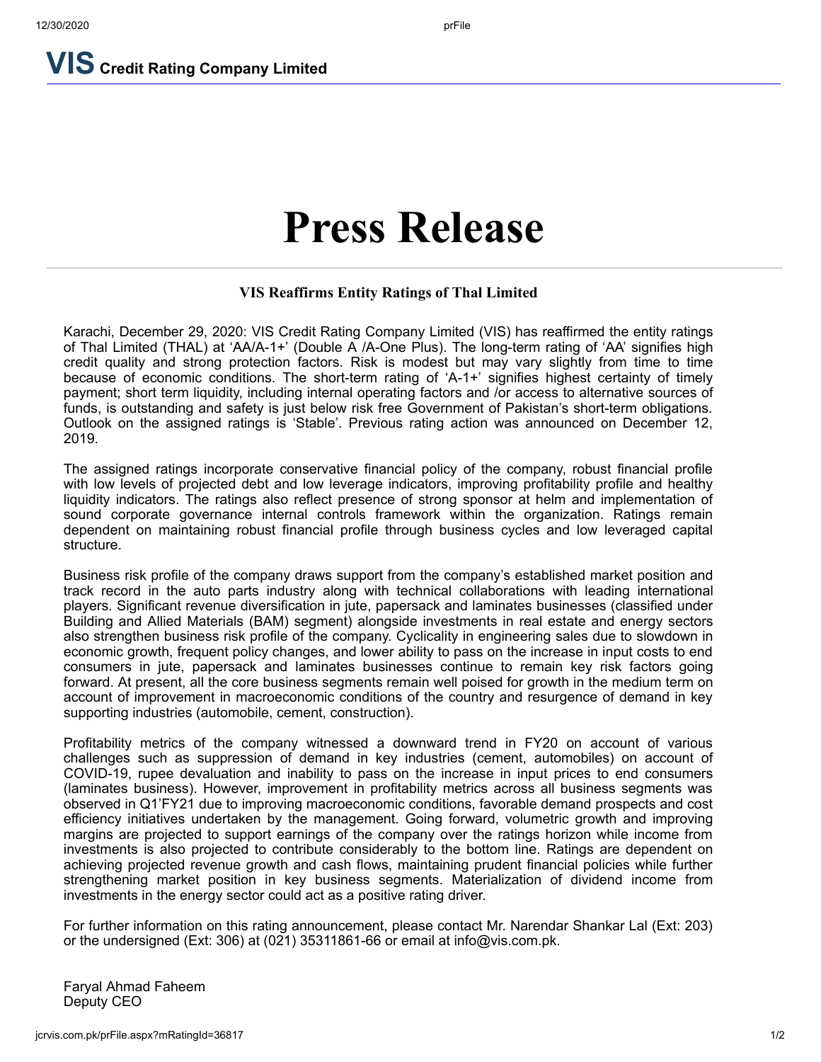**VIS Credit Rating Company Limited**

# Press Release

## VIS Reaffirms Entity Ratings of Thal Limited

Karachi, December 29, 2020: VIS Credit Rating Company Limited (VIS) has reaffirmed the entity ratings of Thal Limited (THAL) at 'AA/A-1+' (Double A /A-One Plus). The long-term rating of 'AA' signifies high credit quality and strong protection factors. Risk is modest but may vary slightly from time to time because of economic conditions. The short-term rating of 'A-1+' signifies highest certainty of timely payment; short term liquidity, including internal operating factors and /or access to alternative sources of funds, is outstanding and safety is just below risk free Government of Pakistan's short-term obligations. Outlook on the assigned ratings is 'Stable'. Previous rating action was announced on December 12, 2019.

The assigned ratings incorporate conservative financial policy of the company, robust financial profile with low levels of projected debt and low leverage indicators, improving profitability profile and healthy liquidity indicators. The ratings also reflect presence of strong sponsor at helm and implementation of sound corporate governance internal controls framework within the organization. Ratings remain dependent on maintaining robust financial profile through business cycles and low leveraged capital structure.

Business risk profile of the company draws support from the company's established market position and track record in the auto parts industry along with technical collaborations with leading international players. Significant revenue diversification in jute, papersack and laminates businesses (classified under Building and Allied Materials (BAM) segment) alongside investments in real estate and energy sectors also strengthen business risk profile of the company. Cyclicality in engineering sales due to slowdown in economic growth, frequent policy changes, and lower ability to pass on the increase in input costs to end consumers in jute, papersack and laminates businesses continue to remain key risk factors going forward. At present, all the core business segments remain well poised for growth in the medium term on account of improvement in macroeconomic conditions of the country and resurgence of demand in key supporting industries (automobile, cement, construction).

Profitability metrics of the company witnessed a downward trend in FY20 on account of various challenges such as suppression of demand in key industries (cement, automobiles) on account of COVID-19, rupee devaluation and inability to pass on the increase in input prices to end consumers (laminates business). However, improvement in profitability metrics across all business segments was observed in Q1'FY21 due to improving macroeconomic conditions, favorable demand prospects and cost efficiency initiatives undertaken by the management. Going forward, volumetric growth and improving margins are projected to support earnings of the company over the ratings horizon while income from investments is also projected to contribute considerably to the bottom line. Ratings are dependent on achieving projected revenue growth and cash flows, maintaining prudent financial policies while further strengthening market position in key business segments. Materialization of dividend income from investments in the energy sector could act as a positive rating driver.

For further information on this rating announcement, please contact Mr. Narendar Shankar Lal (Ext: 203) or the undersigned (Ext: 306) at (021) 35311861-66 or email at info@vis.com.pk.

Faryal Ahmad Faheem
Deputy CEO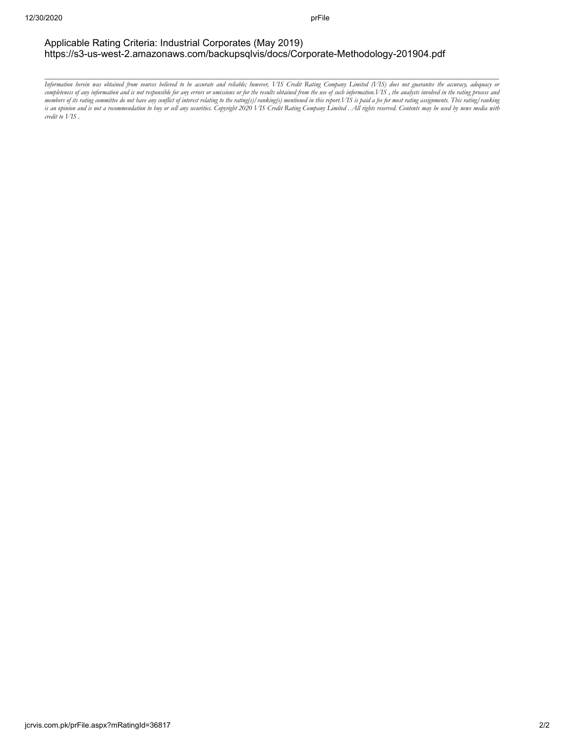Applicable Rating Criteria: Industrial Corporates (May 2019)
https://s3-us-west-2.amazonaws.com/backupsqlvis/docs/Corporate-Methodology-201904.pdf

---

*Information herein was obtained from sources believed to be accurate and reliable; however, VIS Credit Rating Company Limited (VIS) does not guarantee the accuracy, adequacy or completeness of any information and is not responsible for any errors or omissions or for the results obtained from the use of such information.VIS , the analysts involved in the rating process and members of its rating committee do not have any conflict of interest relating to the rating(s)/ranking(s) mentioned in this report.VIS is paid a fee for most rating assignments. This rating/ranking is an opinion and is not a recommendation to buy or sell any securities. Copyright 2020 VIS Credit Rating Company Limited . All rights reserved. Contents may be used by news media with credit to VIS .*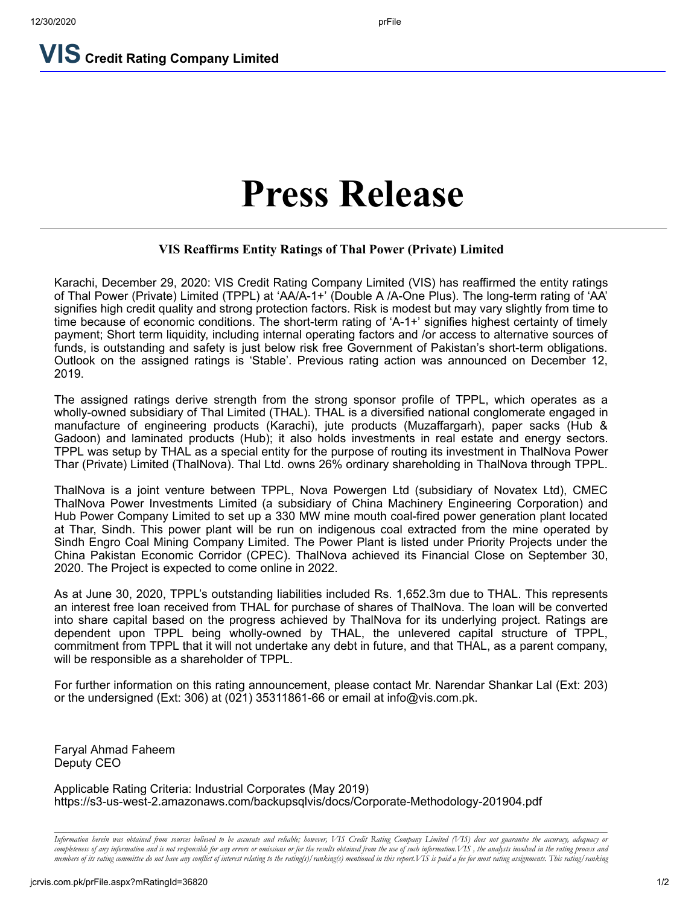# VIS Credit Rating Company Limited

# Press Release

### VIS Reaffirms Entity Ratings of Thal Power (Private) Limited

Karachi, December 29, 2020: VIS Credit Rating Company Limited (VIS) has reaffirmed the entity ratings of Thal Power (Private) Limited (TPPL) at 'AA/A-1+' (Double A /A-One Plus). The long-term rating of 'AA' signifies high credit quality and strong protection factors. Risk is modest but may vary slightly from time to time because of economic conditions. The short-term rating of 'A-1+' signifies highest certainty of timely payment; Short term liquidity, including internal operating factors and /or access to alternative sources of funds, is outstanding and safety is just below risk free Government of Pakistan's short-term obligations. Outlook on the assigned ratings is 'Stable'. Previous rating action was announced on December 12, 2019.

The assigned ratings derive strength from the strong sponsor profile of TPPL, which operates as a wholly-owned subsidiary of Thal Limited (THAL). THAL is a diversified national conglomerate engaged in manufacture of engineering products (Karachi), jute products (Muzaffargarh), paper sacks (Hub & Gadoon) and laminated products (Hub); it also holds investments in real estate and energy sectors. TPPL was setup by THAL as a special entity for the purpose of routing its investment in ThalNova Power Thar (Private) Limited (ThalNova). Thal Ltd. owns 26% ordinary shareholding in ThalNova through TPPL.

ThalNova is a joint venture between TPPL, Nova Powergen Ltd (subsidiary of Novatex Ltd), CMEC ThalNova Power Investments Limited (a subsidiary of China Machinery Engineering Corporation) and Hub Power Company Limited to set up a 330 MW mine mouth coal-fired power generation plant located at Thar, Sindh. This power plant will be run on indigenous coal extracted from the mine operated by Sindh Engro Coal Mining Company Limited. The Power Plant is listed under Priority Projects under the China Pakistan Economic Corridor (CPEC). ThalNova achieved its Financial Close on September 30, 2020. The Project is expected to come online in 2022.

As at June 30, 2020, TPPL's outstanding liabilities included Rs. 1,652.3m due to THAL. This represents an interest free loan received from THAL for purchase of shares of ThalNova. The loan will be converted into share capital based on the progress achieved by ThalNova for its underlying project. Ratings are dependent upon TPPL being wholly-owned by THAL, the unlevered capital structure of TPPL, commitment from TPPL that it will not undertake any debt in future, and that THAL, as a parent company, will be responsible as a shareholder of TPPL.

For further information on this rating announcement, please contact Mr. Narendar Shankar Lal (Ext: 203) or the undersigned (Ext: 306) at (021) 35311861-66 or email at info@vis.com.pk.

Faryal Ahmad Faheem
Deputy CEO

Applicable Rating Criteria: Industrial Corporates (May 2019)
https://s3-us-west-2.amazonaws.com/backupsqlvis/docs/Corporate-Methodology-201904.pdf

*Information herein was obtained from sources believed to be accurate and reliable; however, VIS Credit Rating Company Limited (VIS) does not guarantee the accuracy, adequacy or completeness of any information and is not responsible for any errors or omissions or for the results obtained from the use of such information.VIS , the analysts involved in the rating process and members of its rating committee do not have any conflict of interest relating to the rating(s)/ ranking(s) mentioned in this report.VIS is paid a fee for most rating assignments. This rating/ ranking*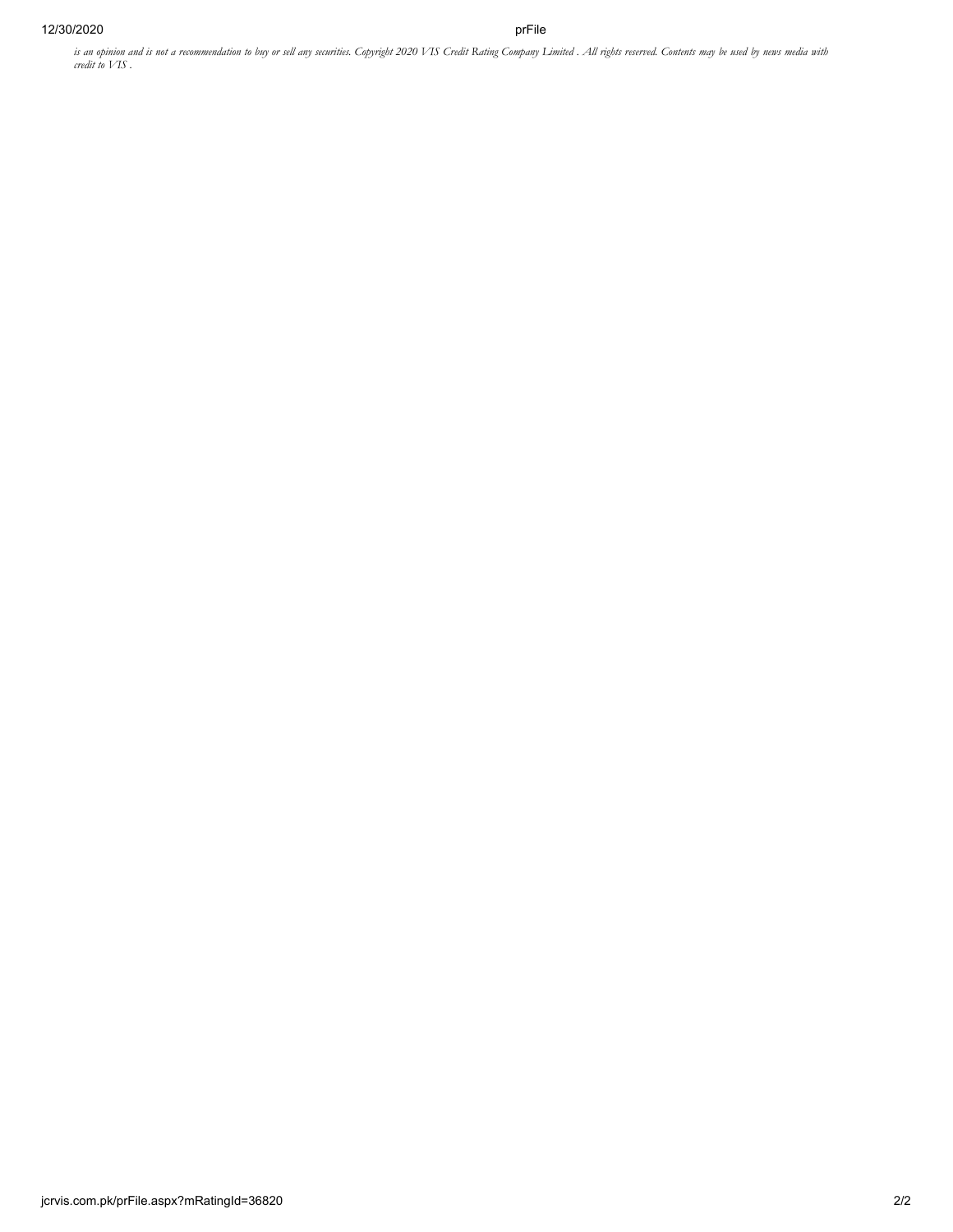*is an opinion and is not a recommendation to buy or sell any securities. Copyright 2020 VIS Credit Rating Company Limited . All rights reserved. Contents may be used by news media with credit to VIS .*